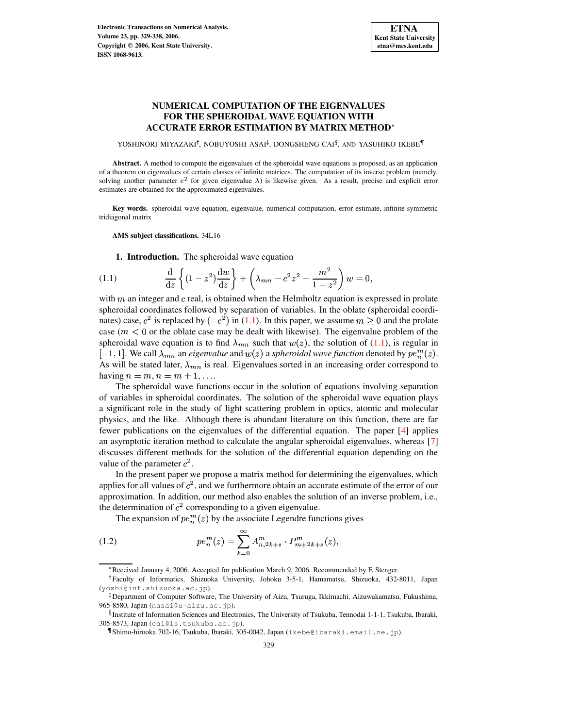# NUMERICAL COMPUTATION OF THE EIGENVALUES FOR THE SPHEROIDAL WAVE EQUATION WITH ACCURATE ERROR ESTIMATION BY MATRIX METHOD*

YOSHINORI MIYAZAKI[†], NOBUYOSHI ASAI[‡], DONGSHENG CAI[§], AND YASUHIKO IKEBE[¶]

**Abstract.** A method to compute the eigenvalues of the spheroidal wave equations is proposed, as an application of a theorem on eigenvalues of certain classes of infinite matrices. The computation of its inverse problem (namely, solving another parameter $c^2$ for given eigenvalue $\lambda$) is likewise given. As a result, precise and explicit error estimates are obtained for the approximated eigenvalues.

**Key words.** spheroidal wave equation, eigenvalue, numerical computation, error estimate, infinite symmetric tridiagonal matrix

**AMS subject classifications.** 34L16

## 1. Introduction.

The spheroidal wave equation

$$\frac{\mathrm{d}}{\mathrm{d}z}\left\{(1-z^2)\frac{\mathrm{d}w}{\mathrm{d}z}\right\} + \left(\lambda_{mn} - c^2z^2 - \frac{m^2}{1-z^2}\right)w = 0, \tag{1.1}$$

with $m$ an integer and $c$ real, is obtained when the Helmholtz equation is expressed in prolate spheroidal coordinates followed by separation of variables. In the oblate (spheroidal coordinates) case, $c^2$ is replaced by $(-c^2)$ in (1.1). In this paper, we assume $m \geq 0$ and the prolate case ($m < 0$ or the oblate case may be dealt with likewise). The eigenvalue problem of the spheroidal wave equation is to find $\lambda_{mn}$ such that $w(z)$, the solution of (1.1), is regular in $[-1, 1]$. We call $\lambda_{mn}$ an *eigenvalue* and $w(z)$ a *spheroidal wave function* denoted by $pe_n^m(z)$. As will be stated later, $\lambda_{mn}$ is real. Eigenvalues sorted in an increasing order correspond to having $n = m, n = m+1, \ldots$.

The spheroidal wave functions occur in the solution of equations involving separation of variables in spheroidal coordinates. The solution of the spheroidal wave equation plays a significant role in the study of light scattering problem in optics, atomic and molecular physics, and the like. Although there is abundant literature on this function, there are far fewer publications on the eigenvalues of the differential equation. The paper [4] applies an asymptotic iteration method to calculate the angular spheroidal eigenvalues, whereas [7] discusses different methods for the solution of the differential equation depending on the value of the parameter $c^2$.

In the present paper we propose a matrix method for determining the eigenvalues, which applies for all values of $c^2$, and we furthermore obtain an accurate estimate of the error of our approximation. In addition, our method also enables the solution of an inverse problem, i.e., the determination of $c^2$ corresponding to a given eigenvalue.

The expansion of $pe_n^m(z)$ by the associate Legendre functions gives

$$pe_n^m(z) = \sum_{k=0}^{\infty} A_{n,2k+s}^m \cdot P_{m+2k+s}^m(z), \tag{1.2}$$

---

*Received January 4, 2006. Accepted for publication March 9, 2006. Recommended by F. Stenger.

[†]Faculty of Informatics, Shizuoka University, Johoku 3-5-1, Hamamatsu, Shizuoka, 432-8011, Japan (yoshi@inf.shizuoka.ac.jp).

[‡]Department of Computer Software, The University of Aizu, Tsuruga, Ikkimachi, Aizuwakamatsu, Fukushima, 965-8580, Japan (nasai@u-aizu.ac.jp).

[§]Institute of Information Sciences and Electronics, The University of Tsukuba, Tennodai 1-1-1, Tsukuba, Ibaraki, 305-8573, Japan (cai@is.tsukuba.ac.jp).

[¶]Shimo-hirooka 702-16, Tsukuba, Ibaraki, 305-0042, Japan (ikebe@ibaraki.email.ne.jp).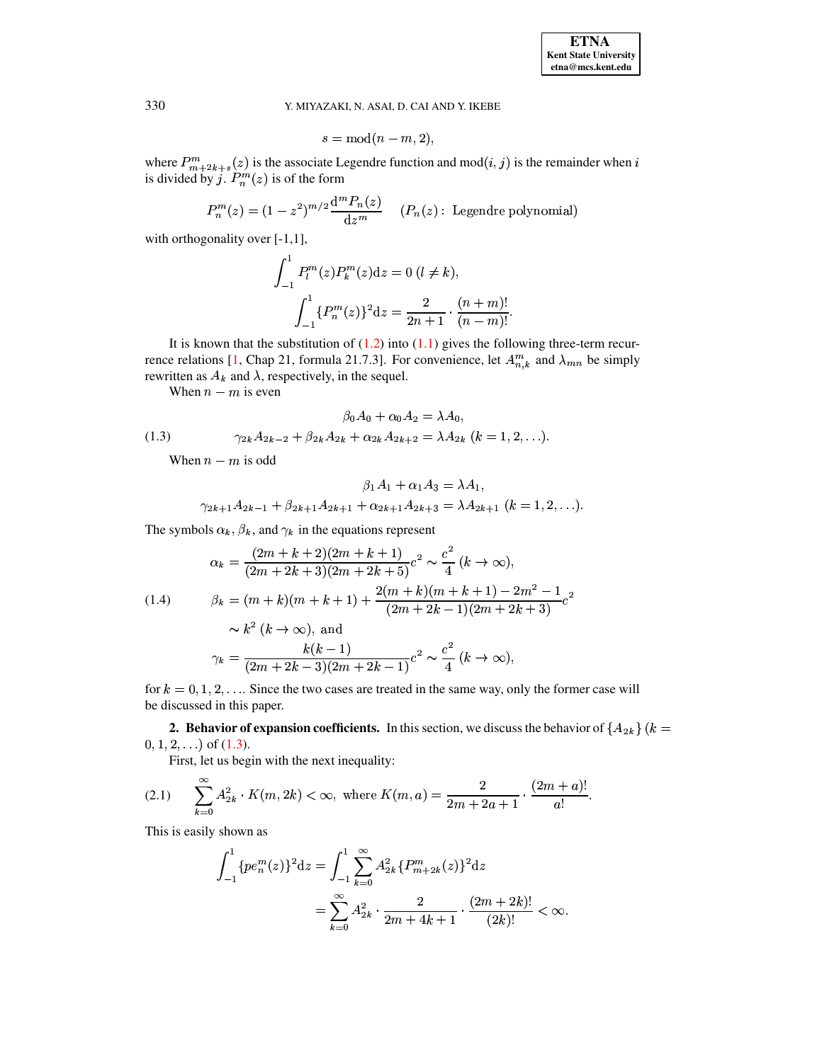$$s = \mathrm{mod}(n-m, 2),$$

where $P^m_{m+2k+s}(z)$ is the associate Legendre function and $\mathrm{mod}(i,j)$ is the remainder when $i$ is divided by $j$. $P^m_n(z)$ is of the form

$$P^m_n(z) = (1-z^2)^{m/2}\frac{\mathrm{d}^m P_n(z)}{\mathrm{d}z^m} \quad (P_n(z):\ \text{Legendre polynomial})$$

with orthogonality over [-1,1],

$$\int_{-1}^{1} P^m_l(z)P^m_k(z)\mathrm{d}z = 0\ (l \neq k),$$

$$\int_{-1}^{1} \{P^m_n(z)\}^2\mathrm{d}z = \frac{2}{2n+1}\cdot\frac{(n+m)!}{(n-m)!}.$$

It is known that the substitution of (1.2) into (1.1) gives the following three-term recurrence relations [1, Chap 21, formula 21.7.3]. For convenience, let $A^m_{n,k}$ and $\lambda_{mn}$ be simply rewritten as $A_k$ and $\lambda$, respectively, in the sequel.

When $n-m$ is even

$$\tag{1.3} \begin{aligned} \beta_0 A_0 + \alpha_0 A_2 &= \lambda A_0, \\ \gamma_{2k}A_{2k-2} + \beta_{2k}A_{2k} + \alpha_{2k}A_{2k+2} &= \lambda A_{2k}\ (k=1,2,\ldots). \end{aligned}$$

When $n-m$ is odd

$$\begin{aligned} \beta_1 A_1 + \alpha_1 A_3 &= \lambda A_1, \\ \gamma_{2k+1}A_{2k-1} + \beta_{2k+1}A_{2k+1} + \alpha_{2k+1}A_{2k+3} &= \lambda A_{2k+1}\ (k=1,2,\ldots). \end{aligned}$$

The symbols $\alpha_k$, $\beta_k$, and $\gamma_k$ in the equations represent

$$\tag{1.4} \begin{aligned} \alpha_k &= \frac{(2m+k+2)(2m+k+1)}{(2m+2k+3)(2m+2k+5)}c^2 \sim \frac{c^2}{4}\ (k\to\infty), \\ \beta_k &= (m+k)(m+k+1) + \frac{2(m+k)(m+k+1)-2m^2-1}{(2m+2k-1)(2m+2k+3)}c^2 \\ &\sim k^2\ (k\to\infty),\ \text{and} \\ \gamma_k &= \frac{k(k-1)}{(2m+2k-3)(2m+2k-1)}c^2 \sim \frac{c^2}{4}\ (k\to\infty), \end{aligned}$$

for $k = 0,1,2,\ldots$. Since the two cases are treated in the same way, only the former case will be discussed in this paper.

## 2. Behavior of expansion coefficients.

In this section, we discuss the behavior of $\{A_{2k}\}$ $(k = 0,1,2,\ldots)$ of (1.3).

First, let us begin with the next inequality:

$$\tag{2.1} \sum_{k=0}^{\infty} A_{2k}^2 \cdot K(m,2k) < \infty,\ \text{where } K(m,a) = \frac{2}{2m+2a+1}\cdot\frac{(2m+a)!}{a!}.$$

This is easily shown as

$$\begin{aligned} \int_{-1}^{1}\{pe^m_n(z)\}^2\mathrm{d}z &= \int_{-1}^{1}\sum_{k=0}^{\infty}A_{2k}^2\{P^m_{m+2k}(z)\}^2\mathrm{d}z \\ &= \sum_{k=0}^{\infty}A_{2k}^2\cdot\frac{2}{2m+4k+1}\cdot\frac{(2m+2k)!}{(2k)!} < \infty. \end{aligned}$$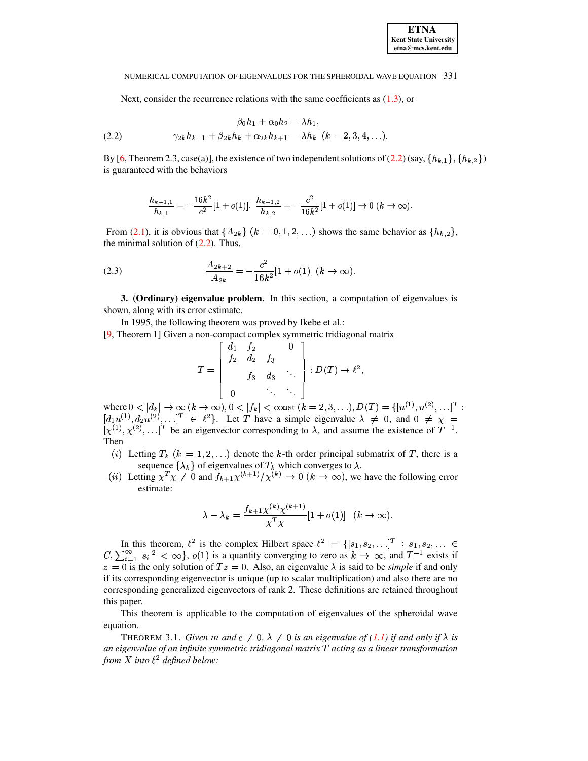Next, consider the recurrence relations with the same coefficients as (1.3), or

$$
\begin{aligned}
&\beta_0 h_1 + \alpha_0 h_2 = \lambda h_1, \\
&\gamma_{2k} h_{k-1} + \beta_{2k} h_k + \alpha_{2k} h_{k+1} = \lambda h_k \ \ (k = 2, 3, 4, \ldots).
\end{aligned} \tag{2.2}
$$

By [6, Theorem 2.3, case(a)], the existence of two independent solutions of (2.2) (say, $\{h_{k,1}\}$, $\{h_{k,2}\}$) is guaranteed with the behaviors

$$
\frac{h_{k+1,1}}{h_{k,1}} = -\frac{16k^2}{c^2}[1 + o(1)], \ \frac{h_{k+1,2}}{h_{k,2}} = -\frac{c^2}{16k^2}[1 + o(1)] \to 0 \ (k \to \infty).
$$

From (2.1), it is obvious that $\{A_{2k}\}$ $(k = 0, 1, 2, \ldots)$ shows the same behavior as $\{h_{k,2}\}$, the minimal solution of (2.2). Thus,

$$
\frac{A_{2k+2}}{A_{2k}} = -\frac{c^2}{16k^2}[1 + o(1)] \ (k \to \infty). \tag{2.3}
$$

**3. (Ordinary) eigenvalue problem.** In this section, a computation of eigenvalues is shown, along with its error estimate.

In 1995, the following theorem was proved by Ikebe et al.:

[9, Theorem 1] Given a non-compact complex symmetric tridiagonal matrix

$$
T = \begin{bmatrix} d_1 & f_2 & & 0 \\ f_2 & d_2 & f_3 & \\ & f_3 & d_3 & \ddots \\ 0 & & \ddots & \ddots \end{bmatrix} : D(T) \to \ell^2,
$$

where $0 < |d_k| \to \infty$ $(k \to \infty)$, $0 < |f_k| <$ const $(k = 2, 3, \ldots)$, $D(T) = \{[u^{(1)}, u^{(2)}, \ldots]^T : [d_1 u^{(1)}, d_2 u^{(2)}, \ldots]^T \in \ell^2\}$. Let $T$ have a simple eigenvalue $\lambda \neq 0$, and $0 \neq \chi = [\chi^{(1)}, \chi^{(2)}, \ldots]^T$ be an eigenvector corresponding to $\lambda$, and assume the existence of $T^{-1}$. Then

- $(i)$ Letting $T_k$ $(k = 1, 2, \ldots)$ denote the $k$-th order principal submatrix of $T$, there is a sequence $\{\lambda_k\}$ of eigenvalues of $T_k$ which converges to $\lambda$.
- $(ii)$ Letting $\chi^T \chi \neq 0$ and $f_{k+1}\chi^{(k+1)}/\chi^{(k)} \to 0$ $(k \to \infty)$, we have the following error estimate:

$$
\lambda - \lambda_k = \frac{f_{k+1}\chi^{(k)}\chi^{(k+1)}}{\chi^T \chi}[1 + o(1)] \quad (k \to \infty).
$$

In this theorem, $\ell^2$ is the complex Hilbert space $\ell^2 \equiv \{[s_1, s_2, \ldots]^T : s_1, s_2, \ldots \in C, \sum_{i=1}^{\infty} |s_i|^2 < \infty\}$, $o(1)$ is a quantity converging to zero as $k \to \infty$, and $T^{-1}$ exists if $z = 0$ is the only solution of $Tz = 0$. Also, an eigenvalue $\lambda$ is said to be *simple* if and only if its corresponding eigenvector is unique (up to scalar multiplication) and also there are no corresponding generalized eigenvectors of rank 2. These definitions are retained throughout this paper.

This theorem is applicable to the computation of eigenvalues of the spheroidal wave equation.

THEOREM 3.1. *Given $m$ and $c \neq 0$, $\lambda \neq 0$ is an eigenvalue of (1.1) if and only if $\lambda$ is an eigenvalue of an infinite symmetric tridiagonal matrix $T$ acting as a linear transformation from $X$ into $\ell^2$ defined below:*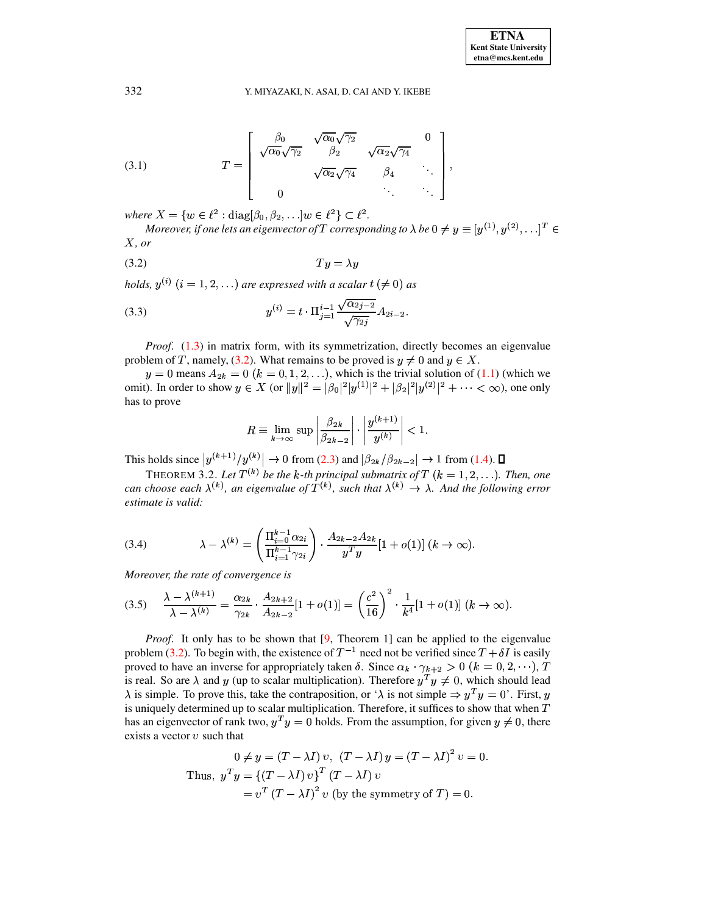$$
T = \begin{bmatrix} \beta_0 & \sqrt{\alpha_0}\sqrt{\gamma_2} & & 0 \\ \sqrt{\alpha_0}\sqrt{\gamma_2} & \beta_2 & \sqrt{\alpha_2}\sqrt{\gamma_4} & \\ & \sqrt{\alpha_2}\sqrt{\gamma_4} & \beta_4 & \ddots \\ 0 & & \ddots & \ddots \end{bmatrix}, \tag{3.1}
$$

*where* $X = \{w \in \ell^2 : \mathrm{diag}[\beta_0, \beta_2, \ldots]w \in \ell^2\} \subset \ell^2$.

*Moreover, if one lets an eigenvector of* $T$ *corresponding to* $\lambda$ *be* $0 \neq y \equiv [y^{(1)}, y^{(2)}, \ldots]^T \in X$*, or*

$$
Ty = \lambda y \tag{3.2}
$$

*holds,* $y^{(i)}$ $(i = 1, 2, \ldots)$ *are expressed with a scalar* $t\,(\neq 0)$ *as*

$$
y^{(i)} = t \cdot \Pi_{j=1}^{i-1} \frac{\sqrt{\alpha_{2j-2}}}{\sqrt{\gamma_{2j}}} A_{2i-2}. \tag{3.3}
$$

*Proof.* (1.3) in matrix form, with its symmetrization, directly becomes an eigenvalue problem of $T$, namely, (3.2). What remains to be proved is $y \neq 0$ and $y \in X$.

$y = 0$ means $A_{2k} = 0$ $(k = 0, 1, 2, \ldots)$, which is the trivial solution of (1.1) (which we omit). In order to show $y \in X$ (or $\|y\|^2 = |\beta_0|^2 |y^{(1)}|^2 + |\beta_2|^2 |y^{(2)}|^2 + \cdots < \infty$), one only has to prove

$$
R \equiv \lim_{k \to \infty} \sup \left| \frac{\beta_{2k}}{\beta_{2k-2}} \right| \cdot \left| \frac{y^{(k+1)}}{y^{(k)}} \right| < 1.
$$

This holds since $\left| y^{(k+1)}/y^{(k)} \right| \to 0$ from (2.3) and $|\beta_{2k}/\beta_{2k-2}| \to 1$ from (1.4). ☐

THEOREM 3.2. *Let* $T^{(k)}$ *be the* $k$*-th principal submatrix of* $T$ $(k = 1, 2, \ldots)$*. Then, one can choose each* $\lambda^{(k)}$*, an eigenvalue of* $T^{(k)}$*, such that* $\lambda^{(k)} \to \lambda$*. And the following error estimate is valid:*

$$
\lambda - \lambda^{(k)} = \left( \frac{\Pi_{i=0}^{k-1} \alpha_{2i}}{\Pi_{i=1}^{k-1} \gamma_{2i}} \right) \cdot \frac{A_{2k-2} A_{2k}}{y^T y} [1 + o(1)] \ (k \to \infty). \tag{3.4}
$$

*Moreover, the rate of convergence is*

$$
\frac{\lambda - \lambda^{(k+1)}}{\lambda - \lambda^{(k)}} = \frac{\alpha_{2k}}{\gamma_{2k}} \cdot \frac{A_{2k+2}}{A_{2k-2}} [1 + o(1)] = \left( \frac{c^2}{16} \right)^2 \cdot \frac{1}{k^4} [1 + o(1)] \ (k \to \infty). \tag{3.5}
$$

*Proof.* It only has to be shown that [9, Theorem 1] can be applied to the eigenvalue problem (3.2). To begin with, the existence of $T^{-1}$ need not be verified since $T + \delta I$ is easily proved to have an inverse for appropriately taken $\delta$. Since $\alpha_k \cdot \gamma_{k+2} > 0$ $(k = 0, 2, \cdots)$, $T$ is real. So are $\lambda$ and $y$ (up to scalar multiplication). Therefore $y^T y \neq 0$, which should lead $\lambda$ is simple. To prove this, take the contraposition, or '$\lambda$ is not simple $\Rightarrow y^T y = 0$'. First, $y$ is uniquely determined up to scalar multiplication. Therefore, it suffices to show that when $T$ has an eigenvector of rank two, $y^T y = 0$ holds. From the assumption, for given $y \neq 0$, there exists a vector $v$ such that

$$
0 \neq y = (T - \lambda I)\, v, \ \ (T - \lambda I)\, y = (T - \lambda I)^2\, v = 0.
$$

$$
\begin{aligned}
\text{Thus, } y^T y &= \{(T - \lambda I)\, v\}^T (T - \lambda I)\, v \\
&= v^T (T - \lambda I)^2\, v \text{ (by the symmetry of } T) = 0.
\end{aligned}
$$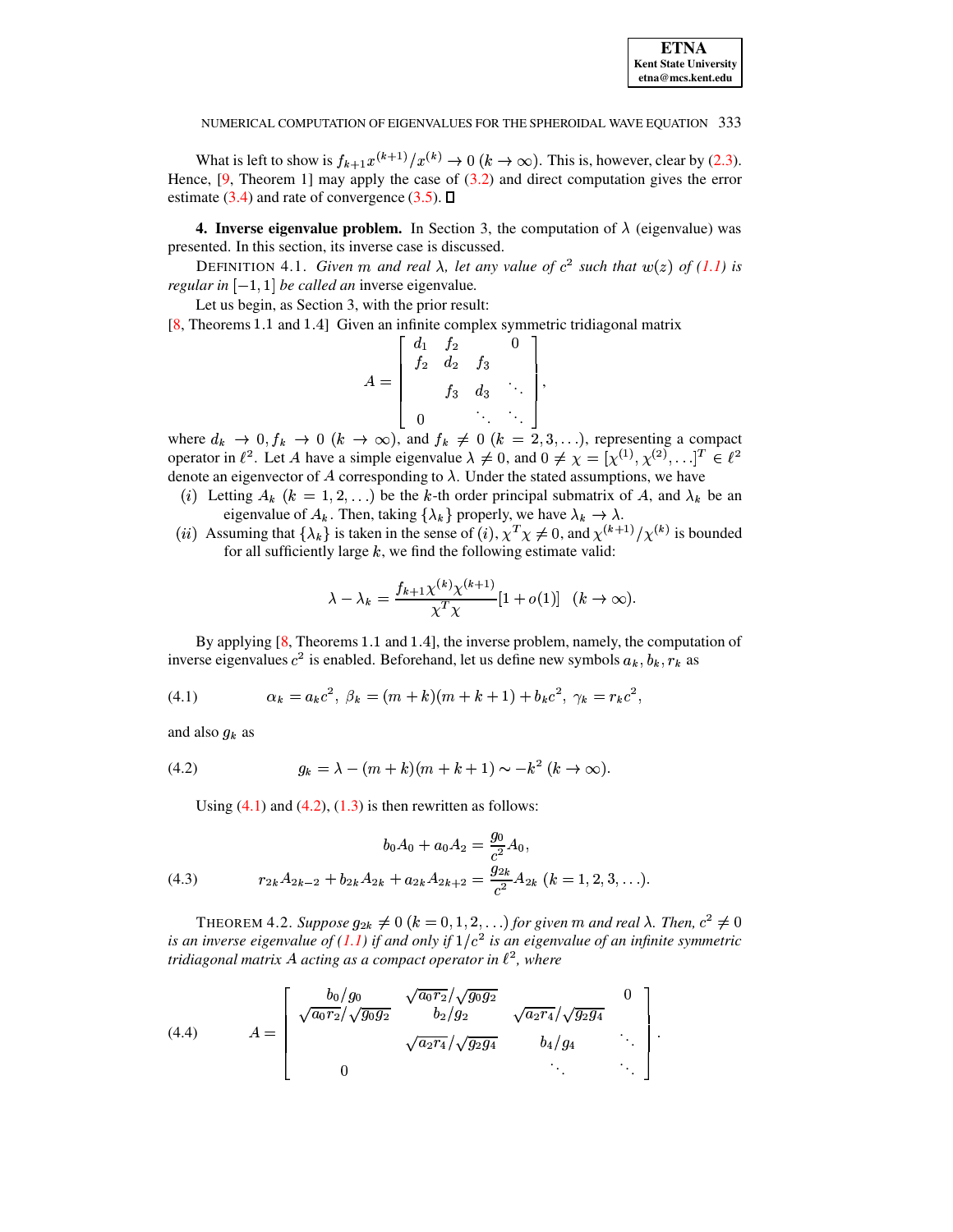What is left to show is $f_{k+1}x^{(k+1)}/x^{(k)} \to 0\ (k \to \infty)$. This is, however, clear by (2.3). Hence, [9, Theorem 1] may apply the case of (3.2) and direct computation gives the error estimate (3.4) and rate of convergence (3.5). ☐

**4. Inverse eigenvalue problem.** In Section 3, the computation of $\lambda$ (eigenvalue) was presented. In this section, its inverse case is discussed.

DEFINITION 4.1. *Given $m$ and real $\lambda$, let any value of $c^2$ such that $w(z)$ of (1.1) is regular in $[-1, 1]$ be called an* inverse eigenvalue.

Let us begin, as Section 3, with the prior result:

[8, Theorems 1.1 and 1.4] Given an infinite complex symmetric tridiagonal matrix

$$A = \begin{bmatrix} d_1 & f_2 & & 0 \\ f_2 & d_2 & f_3 & \\ & f_3 & d_3 & \ddots \\ 0 & & \ddots & \ddots \end{bmatrix},$$

where $d_k \to 0, f_k \to 0\ (k \to \infty)$, and $f_k \neq 0\ (k = 2, 3, \ldots)$, representing a compact operator in $\ell^2$. Let $A$ have a simple eigenvalue $\lambda \neq 0$, and $0 \neq \chi = [\chi^{(1)}, \chi^{(2)}, \ldots]^T \in \ell^2$ denote an eigenvector of $A$ corresponding to $\lambda$. Under the stated assumptions, we have

- $(i)$ Letting $A_k\ (k = 1, 2, \ldots)$ be the $k$-th order principal submatrix of $A$, and $\lambda_k$ be an eigenvalue of $A_k$. Then, taking $\{\lambda_k\}$ properly, we have $\lambda_k \to \lambda$.
- $(ii)$ Assuming that $\{\lambda_k\}$ is taken in the sense of $(i)$, $\chi^T\chi \neq 0$, and $\chi^{(k+1)}/\chi^{(k)}$ is bounded for all sufficiently large $k$, we find the following estimate valid:

$$\lambda - \lambda_k = \frac{f_{k+1}\chi^{(k)}\chi^{(k+1)}}{\chi^T\chi}[1 + o(1)] \quad (k \to \infty).$$

By applying [8, Theorems 1.1 and 1.4], the inverse problem, namely, the computation of inverse eigenvalues $c^2$ is enabled. Beforehand, let us define new symbols $a_k, b_k, r_k$ as

$$\alpha_k = a_k c^2,\ \beta_k = (m+k)(m+k+1) + b_k c^2,\ \gamma_k = r_k c^2, \tag{4.1}$$

and also $g_k$ as

$$g_k = \lambda - (m+k)(m+k+1) \sim -k^2\ (k \to \infty). \tag{4.2}$$

Using (4.1) and (4.2), (1.3) is then rewritten as follows:

$$\begin{aligned} b_0 A_0 + a_0 A_2 &= \frac{g_0}{c^2} A_0, \\ r_{2k}A_{2k-2} + b_{2k}A_{2k} + a_{2k}A_{2k+2} &= \frac{g_{2k}}{c^2}A_{2k}\ (k = 1, 2, 3, \ldots). \end{aligned} \tag{4.3}$$

THEOREM 4.2. *Suppose $g_{2k} \neq 0\ (k = 0, 1, 2, \ldots)$ for given $m$ and real $\lambda$. Then, $c^2 \neq 0$ is an inverse eigenvalue of (1.1) if and only if $1/c^2$ is an eigenvalue of an infinite symmetric tridiagonal matrix $A$ acting as a compact operator in $\ell^2$, where*

$$A = \begin{bmatrix} b_0/g_0 & \sqrt{a_0 r_2}/\sqrt{g_0 g_2} & & 0 \\ \sqrt{a_0 r_2}/\sqrt{g_0 g_2} & b_2/g_2 & \sqrt{a_2 r_4}/\sqrt{g_2 g_4} & \\ & \sqrt{a_2 r_4}/\sqrt{g_2 g_4} & b_4/g_4 & \ddots \\ 0 & & \ddots & \ddots \end{bmatrix}. \tag{4.4}$$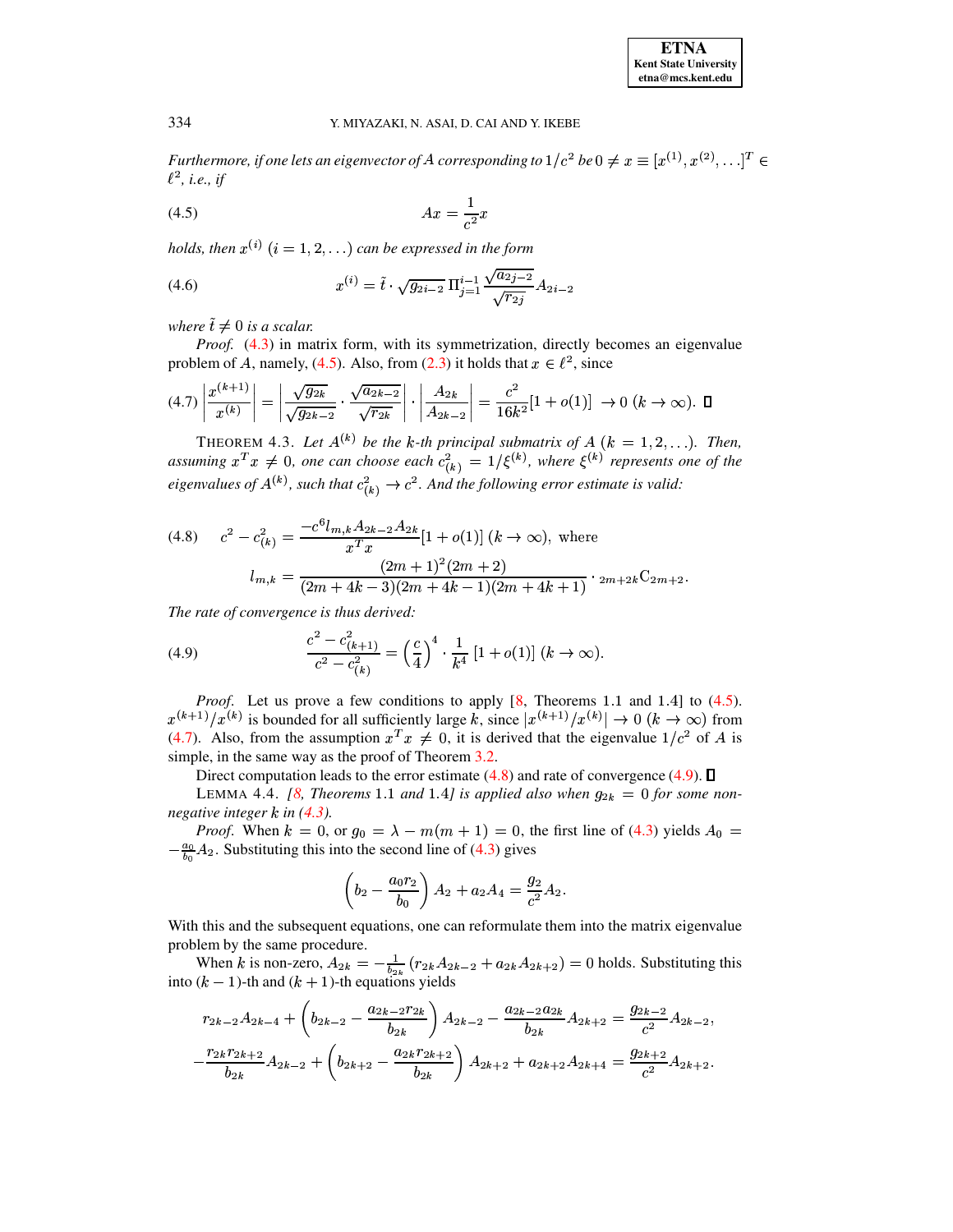*Furthermore, if one lets an eigenvector of $A$ corresponding to $1/c^2$ be $0 \neq x \equiv [x^{(1)}, x^{(2)}, \dots]^T \in \ell^2$, i.e., if*

$$
Ax = \frac{1}{c^2} x \tag{4.5}
$$

*holds, then $x^{(i)}$ $(i = 1, 2, \dots)$ can be expressed in the form*

$$
x^{(i)} = \tilde{t} \cdot \sqrt{g_{2i-2}}\, \Pi_{j=1}^{i-1} \frac{\sqrt{a_{2j-2}}}{\sqrt{r_{2j}}} A_{2i-2} \tag{4.6}
$$

*where $\tilde{t} \neq 0$ is a scalar.*

*Proof.* (4.3) in matrix form, with its symmetrization, directly becomes an eigenvalue problem of $A$, namely, (4.5). Also, from (2.3) it holds that $x \in \ell^2$, since

$$
\left| \frac{x^{(k+1)}}{x^{(k)}} \right| = \left| \frac{\sqrt{g_{2k}}}{\sqrt{g_{2k-2}}} \cdot \frac{\sqrt{a_{2k-2}}}{\sqrt{r_{2k}}} \right| \cdot \left| \frac{A_{2k}}{A_{2k-2}} \right| = \frac{c^2}{16k^2}[1 + o(1)] \ \rightarrow 0 \ (k \rightarrow \infty). \tag{4.7}
$$

$\square$

THEOREM 4.3. *Let $A^{(k)}$ be the $k$-th principal submatrix of $A$ $(k = 1, 2, \dots)$. Then, assuming $x^T x \neq 0$, one can choose each $c_{(k)}^2 = 1/\xi^{(k)}$, where $\xi^{(k)}$ represents one of the eigenvalues of $A^{(k)}$, such that $c_{(k)}^2 \rightarrow c^2$. And the following error estimate is valid:*

$$
c^2 - c_{(k)}^2 = \frac{-c^6 l_{m,k} A_{2k-2} A_{2k}}{x^T x}[1 + o(1)] \ (k \rightarrow \infty), \ \text{where} \tag{4.8}
$$

$$
l_{m,k} = \frac{(2m+1)^2(2m+2)}{(2m+4k-3)(2m+4k-1)(2m+4k+1)} \cdot {}_{2m+2k}\mathrm{C}_{2m+2}.
$$

*The rate of convergence is thus derived:*

$$
\frac{c^2 - c_{(k+1)}^2}{c^2 - c_{(k)}^2} = \left(\frac{c}{4}\right)^4 \cdot \frac{1}{k^4} \ [1 + o(1)] \ (k \rightarrow \infty). \tag{4.9}
$$

*Proof.* Let us prove a few conditions to apply [8, Theorems 1.1 and 1.4] to (4.5). $x^{(k+1)}/x^{(k)}$ is bounded for all sufficiently large $k$, since $|x^{(k+1)}/x^{(k)}| \rightarrow 0$ $(k \rightarrow \infty)$ from (4.7). Also, from the assumption $x^T x \neq 0$, it is derived that the eigenvalue $1/c^2$ of $A$ is simple, in the same way as the proof of Theorem 3.2.

Direct computation leads to the error estimate (4.8) and rate of convergence (4.9). $\square$

LEMMA 4.4. *[8, Theorems 1.1 and 1.4] is applied also when $g_{2k} = 0$ for some non-negative integer $k$ in (4.3).*

*Proof.* When $k = 0$, or $g_0 = \lambda - m(m+1) = 0$, the first line of (4.3) yields $A_0 = -\frac{a_0}{b_0} A_2$. Substituting this into the second line of (4.3) gives

$$
\left(b_2 - \frac{a_0 r_2}{b_0}\right) A_2 + a_2 A_4 = \frac{g_2}{c^2} A_2.
$$

With this and the subsequent equations, one can reformulate them into the matrix eigenvalue problem by the same procedure.

When $k$ is non-zero, $A_{2k} = -\frac{1}{b_{2k}}(r_{2k} A_{2k-2} + a_{2k} A_{2k+2}) = 0$ holds. Substituting this into $(k-1)$-th and $(k+1)$-th equations yields

$$
r_{2k-2} A_{2k-4} + \left(b_{2k-2} - \frac{a_{2k-2} r_{2k}}{b_{2k}}\right) A_{2k-2} - \frac{a_{2k-2} a_{2k}}{b_{2k}} A_{2k+2} = \frac{g_{2k-2}}{c^2} A_{2k-2},
$$

$$
-\frac{r_{2k} r_{2k+2}}{b_{2k}} A_{2k-2} + \left(b_{2k+2} - \frac{a_{2k} r_{2k+2}}{b_{2k}}\right) A_{2k+2} + a_{2k+2} A_{2k+4} = \frac{g_{2k+2}}{c^2} A_{2k+2}.
$$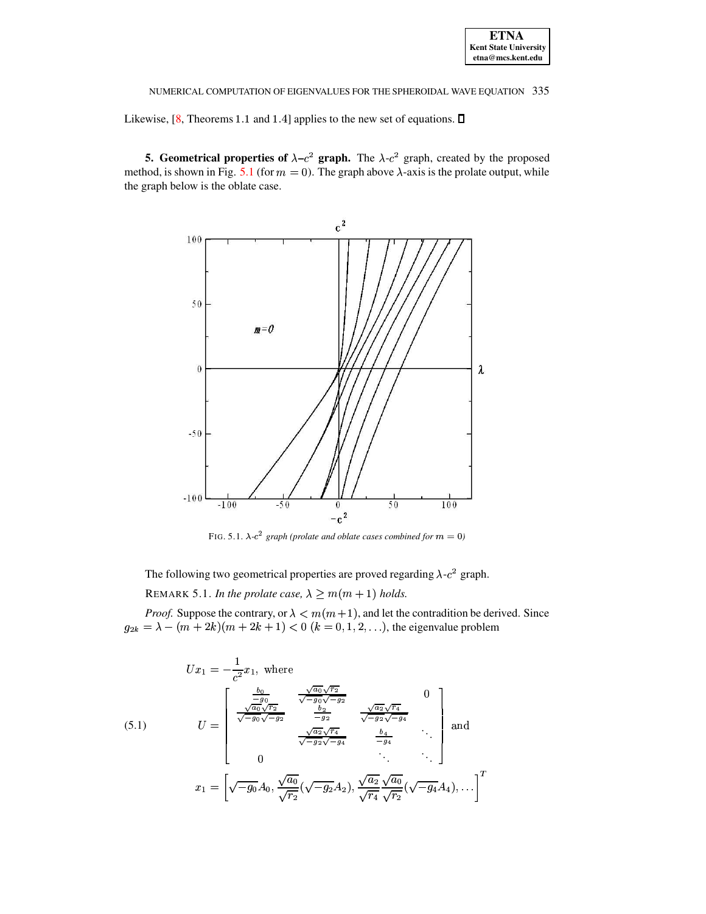Likewise, [8, Theorems 1.1 and 1.4] applies to the new set of equations. ☐

## 5. Geometrical properties of $\lambda$–$c^2$ graph.

The $\lambda$-$c^2$ graph, created by the proposed method, is shown in Fig. 5.1 (for $m = 0$). The graph above $\lambda$-axis is the prolate output, while the graph below is the oblate case.

FIG. 5.1. *$\lambda$-$c^2$ graph (prolate and oblate cases combined for $m = 0$)*

The following two geometrical properties are proved regarding $\lambda$-$c^2$ graph.

REMARK 5.1. *In the prolate case, $\lambda \geq m(m+1)$ holds.*

*Proof.* Suppose the contrary, or $\lambda < m(m+1)$, and let the contradition be derived. Since $g_{2k} = \lambda - (m+2k)(m+2k+1) < 0$ $(k = 0, 1, 2, \ldots)$, the eigenvalue problem

$$
Ux_1 = -\frac{1}{c^2}x_1, \text{ where}
$$

$$
(5.1) \qquad U = \begin{bmatrix} \frac{b_0}{-g_0} & \frac{\sqrt{a_0}\sqrt{r_2}}{\sqrt{-g_0}\sqrt{-g_2}} & & 0 \\ \frac{\sqrt{a_0}\sqrt{r_2}}{\sqrt{-g_0}\sqrt{-g_2}} & \frac{b_2}{-g_2} & \frac{\sqrt{a_2}\sqrt{r_4}}{\sqrt{-g_2}\sqrt{-g_4}} & \\ & \frac{\sqrt{a_2}\sqrt{r_4}}{\sqrt{-g_2}\sqrt{-g_4}} & \frac{b_4}{-g_4} & \ddots \\ 0 & & \ddots & \ddots \end{bmatrix} \text{ and}
$$

$$
x_1 = \left[\sqrt{-g_0}A_0, \frac{\sqrt{a_0}}{\sqrt{r_2}}(\sqrt{-g_2}A_2), \frac{\sqrt{a_2}}{\sqrt{r_4}}\frac{\sqrt{a_0}}{\sqrt{r_2}}(\sqrt{-g_4}A_4), \ldots\right]^T
$$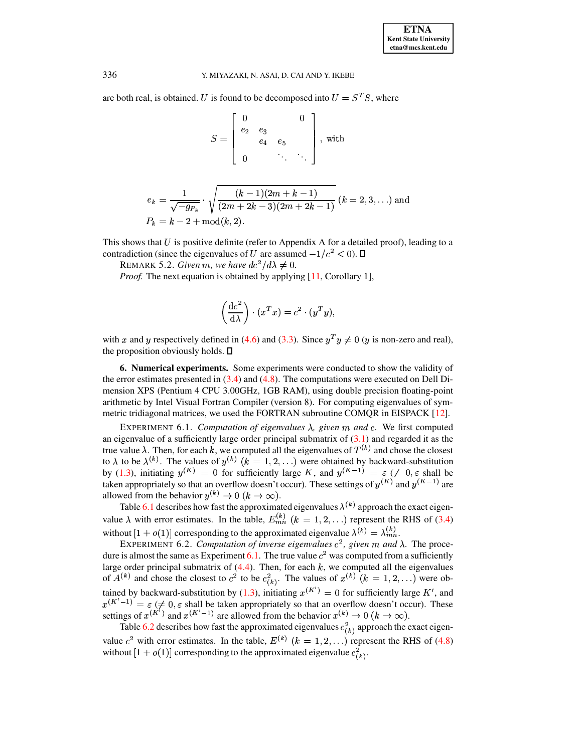are both real, is obtained. $U$ is found to be decomposed into $U = S^T S$, where

$$S = \begin{bmatrix} 0 & & & 0 \\ e_2 & e_3 & & \\ & e_4 & e_5 & \\ 0 & & \ddots & \ddots \end{bmatrix}, \text{ with}$$

$$e_k = \frac{1}{\sqrt{-g_{P_k}}} \cdot \sqrt{\frac{(k-1)(2m+k-1)}{(2m+2k-3)(2m+2k-1)}} \; (k = 2, 3, \ldots) \text{ and}$$
$$P_k = k - 2 + \text{mod}(k, 2).$$

This shows that $U$ is positive definite (refer to Appendix A for a detailed proof), leading to a contradiction (since the eigenvalues of $U$ are assumed $-1/c^2 < 0$). ∎

REMARK 5.2. *Given $m$, we have $dc^2/d\lambda \neq 0$.*

*Proof.* The next equation is obtained by applying [11, Corollary 1],

$$\left(\frac{\mathrm{d}c^2}{\mathrm{d}\lambda}\right) \cdot (x^T x) = c^2 \cdot (y^T y),$$

with $x$ and $y$ respectively defined in (4.6) and (3.3). Since $y^T y \neq 0$ ($y$ is non-zero and real), the proposition obviously holds. ∎

**6. Numerical experiments.** Some experiments were conducted to show the validity of the error estimates presented in (3.4) and (4.8). The computations were executed on Dell Dimension XPS (Pentium 4 CPU 3.00GHz, 1GB RAM), using double precision floating-point arithmetic by Intel Visual Fortran Compiler (version 8). For computing eigenvalues of symmetric tridiagonal matrices, we used the FORTRAN subroutine COMQR in EISPACK [12].

EXPERIMENT 6.1. *Computation of eigenvalues $\lambda$, given $m$ and $c$.* We first computed an eigenvalue of a sufficiently large order principal submatrix of (3.1) and regarded it as the true value $\lambda$. Then, for each $k$, we computed all the eigenvalues of $T^{(k)}$ and chose the closest to $\lambda$ to be $\lambda^{(k)}$. The values of $y^{(k)}$ $(k = 1, 2, \ldots)$ were obtained by backward-substitution by (1.3), initiating $y^{(K)} = 0$ for sufficiently large $K$, and $y^{(K-1)} = \varepsilon$ ($\neq 0, \varepsilon$ shall be taken appropriately so that an overflow doesn't occur). These settings of $y^{(K)}$ and $y^{(K-1)}$ are allowed from the behavior $y^{(k)} \to 0$ $(k \to \infty)$.

Table 6.1 describes how fast the approximated eigenvalues $\lambda^{(k)}$ approach the exact eigenvalue $\lambda$ with error estimates. In the table, $E_{mn}^{(k)}$ $(k = 1, 2, \ldots)$ represent the RHS of (3.4) without $[1 + o(1)]$ corresponding to the approximated eigenvalue $\lambda^{(k)} = \lambda_{mn}^{(k)}$.

EXPERIMENT 6.2. *Computation of inverse eigenvalues $c^2$, given $m$ and $\lambda$.* The procedure is almost the same as Experiment 6.1. The true value $c^2$ was computed from a sufficiently large order principal submatrix of (4.4). Then, for each $k$, we computed all the eigenvalues of $A^{(k)}$ and chose the closest to $c^2$ to be $c^2_{(k)}$. The values of $x^{(k)}$ $(k = 1, 2, \ldots)$ were obtained by backward-substitution by (1.3), initiating $x^{(K')} = 0$ for sufficiently large $K'$, and $x^{(K'-1)} = \varepsilon$ ($\neq 0, \varepsilon$ shall be taken appropriately so that an overflow doesn't occur). These settings of $x^{(K')}$ and $x^{(K'-1)}$ are allowed from the behavior $x^{(k)} \to 0$ $(k \to \infty)$.

Table 6.2 describes how fast the approximated eigenvalues $c^2_{(k)}$ approach the exact eigenvalue $c^2$ with error estimates. In the table, $E^{(k)}$ $(k = 1, 2, \ldots)$ represent the RHS of (4.8) without $[1 + o(1)]$ corresponding to the approximated eigenvalue $c^2_{(k)}$.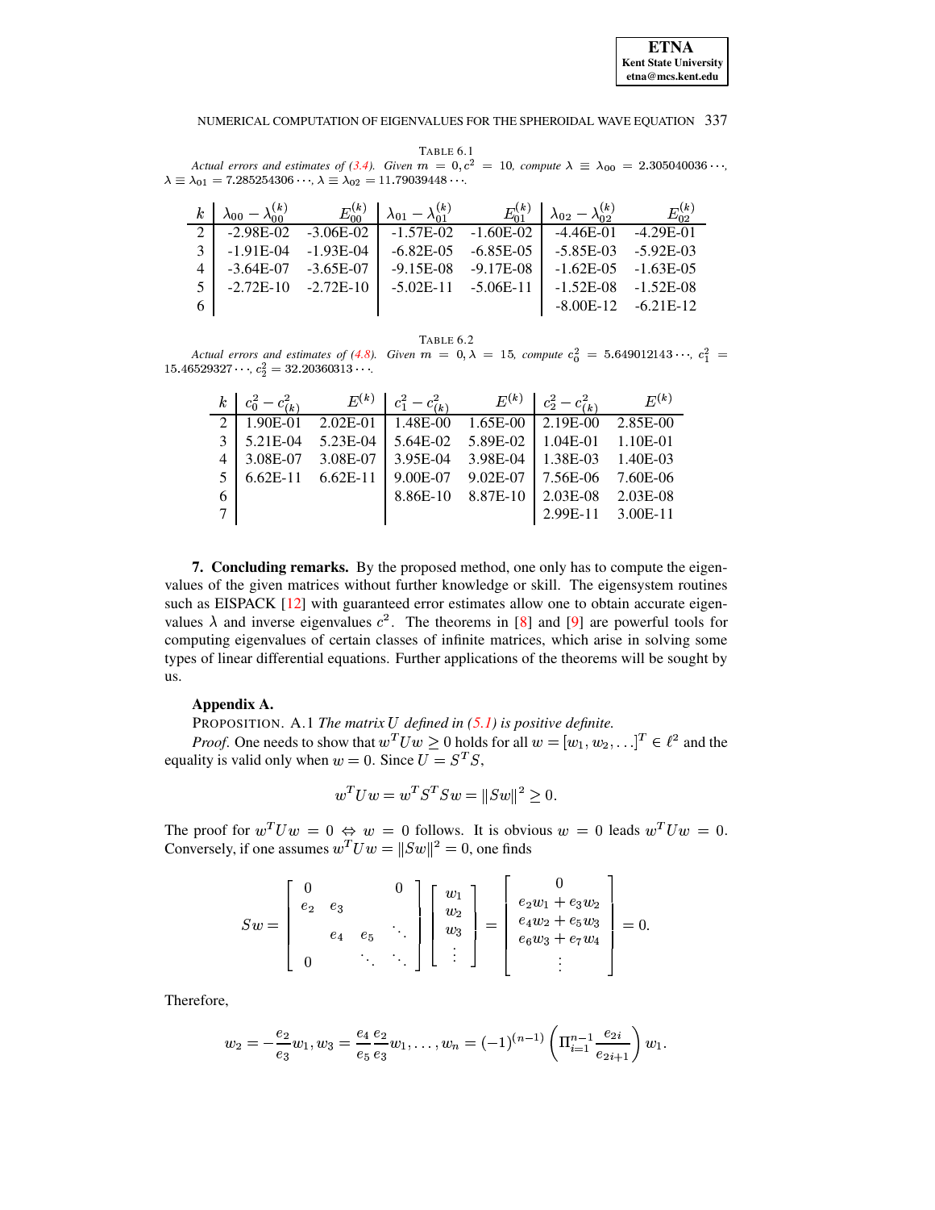TABLE 6.1

*Actual errors and estimates of (3.4). Given $m = 0, c^2 = 10$, compute $\lambda \equiv \lambda_{00} = 2.305040036\cdots$, $\lambda \equiv \lambda_{01} = 7.285254306\cdots$, $\lambda \equiv \lambda_{02} = 11.79039448\cdots$.*

| $k$ | $\lambda_{00} - \lambda_{00}^{(k)}$ | $E_{00}^{(k)}$ | $\lambda_{01} - \lambda_{01}^{(k)}$ | $E_{01}^{(k)}$ | $\lambda_{02} - \lambda_{02}^{(k)}$ | $E_{02}^{(k)}$ |
|---|---|---|---|---|---|---|
| 2 | -2.98E-02 | -3.06E-02 | -1.57E-02 | -1.60E-02 | -4.46E-01 | -4.29E-01 |
| 3 | -1.91E-04 | -1.93E-04 | -6.82E-05 | -6.85E-05 | -5.85E-03 | -5.92E-03 |
| 4 | -3.64E-07 | -3.65E-07 | -9.15E-08 | -9.17E-08 | -1.62E-05 | -1.63E-05 |
| 5 | -2.72E-10 | -2.72E-10 | -5.02E-11 | -5.06E-11 | -1.52E-08 | -1.52E-08 |
| 6 | | | | | -8.00E-12 | -6.21E-12 |

TABLE 6.2

*Actual errors and estimates of (4.8). Given $m = 0, \lambda = 15$, compute $c_0^2 = 5.649012143\cdots$, $c_1^2 = 15.46529327\cdots$, $c_2^2 = 32.20360313\cdots$.*

| $k$ | $c_0^2 - c_{(k)}^2$ | $E^{(k)}$ | $c_1^2 - c_{(k)}^2$ | $E^{(k)}$ | $c_2^2 - c_{(k)}^2$ | $E^{(k)}$ |
|---|---|---|---|---|---|---|
| 2 | 1.90E-01 | 2.02E-01 | 1.48E-00 | 1.65E-00 | 2.19E-00 | 2.85E-00 |
| 3 | 5.21E-04 | 5.23E-04 | 5.64E-02 | 5.89E-02 | 1.04E-01 | 1.10E-01 |
| 4 | 3.08E-07 | 3.08E-07 | 3.95E-04 | 3.98E-04 | 1.38E-03 | 1.40E-03 |
| 5 | 6.62E-11 | 6.62E-11 | 9.00E-07 | 9.02E-07 | 7.56E-06 | 7.60E-06 |
| 6 | | | 8.86E-10 | 8.87E-10 | 2.03E-08 | 2.03E-08 |
| 7 | | | | | 2.99E-11 | 3.00E-11 |

**7. Concluding remarks.** By the proposed method, one only has to compute the eigenvalues of the given matrices without further knowledge or skill. The eigensystem routines such as EISPACK [12] with guaranteed error estimates allow one to obtain accurate eigenvalues $\lambda$ and inverse eigenvalues $c^2$. The theorems in [8] and [9] are powerful tools for computing eigenvalues of certain classes of infinite matrices, which arise in solving some types of linear differential equations. Further applications of the theorems will be sought by us.

**Appendix A.**

PROPOSITION. A.1 *The matrix $U$ defined in (5.1) is positive definite.*

*Proof*. One needs to show that $w^T U w \geq 0$ holds for all $w = [w_1, w_2, \ldots]^T \in \ell^2$ and the equality is valid only when $w = 0$. Since $U = S^T S$,

$$w^T U w = w^T S^T S w = \|Sw\|^2 \geq 0.$$

The proof for $w^T U w = 0 \Leftrightarrow w = 0$ follows. It is obvious $w = 0$ leads $w^T U w = 0$. Conversely, if one assumes $w^T U w = \|Sw\|^2 = 0$, one finds

$$Sw = \begin{bmatrix} 0 & & & 0 \\ e_2 & e_3 & & \\ & e_4 & e_5 & \ddots \\ 0 & & \ddots & \ddots \end{bmatrix} \begin{bmatrix} w_1 \\ w_2 \\ w_3 \\ \vdots \end{bmatrix} = \begin{bmatrix} 0 \\ e_2 w_1 + e_3 w_2 \\ e_4 w_2 + e_5 w_3 \\ e_6 w_3 + e_7 w_4 \\ \vdots \end{bmatrix} = 0.$$

Therefore,

$$w_2 = -\frac{e_2}{e_3} w_1, w_3 = \frac{e_4}{e_5} \frac{e_2}{e_3} w_1, \ldots, w_n = (-1)^{(n-1)} \left( \Pi_{i=1}^{n-1} \frac{e_{2i}}{e_{2i+1}} \right) w_1.$$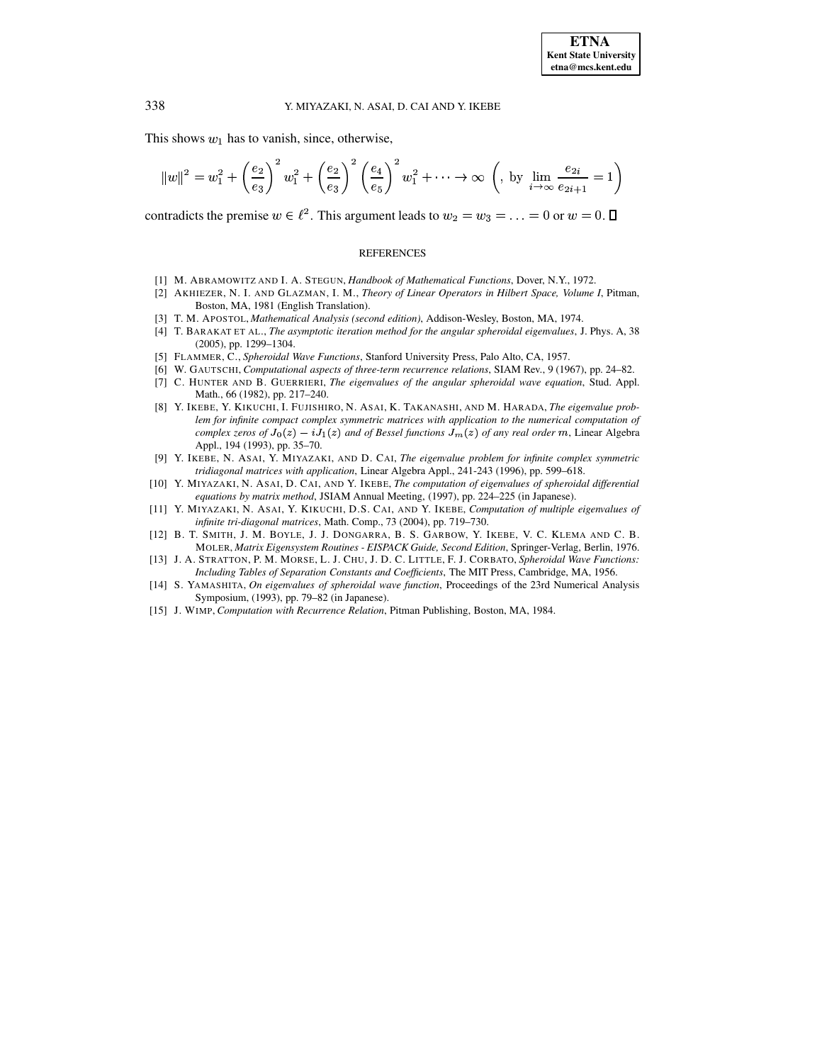This shows $w_1$ has to vanish, since, otherwise,

$$\|w\|^2 = w_1^2 + \left(\frac{e_2}{e_3}\right)^2 w_1^2 + \left(\frac{e_2}{e_3}\right)^2 \left(\frac{e_4}{e_5}\right)^2 w_1^2 + \cdots \to \infty \ \left(, \text{ by } \lim_{i\to\infty} \frac{e_{2i}}{e_{2i+1}} = 1\right)$$

contradicts the premise $w \in \ell^2$. This argument leads to $w_2 = w_3 = \ldots = 0$ or $w = 0$. □

## REFERENCES

[1] M. ABRAMOWITZ AND I. A. STEGUN, *Handbook of Mathematical Functions*, Dover, N.Y., 1972.

[2] AKHIEZER, N. I. AND GLAZMAN, I. M., *Theory of Linear Operators in Hilbert Space, Volume I*, Pitman, Boston, MA, 1981 (English Translation).

[3] T. M. APOSTOL, *Mathematical Analysis (second edition)*, Addison-Wesley, Boston, MA, 1974.

[4] T. BARAKAT ET AL., *The asymptotic iteration method for the angular spheroidal eigenvalues*, J. Phys. A, 38 (2005), pp. 1299–1304.

[5] FLAMMER, C., *Spheroidal Wave Functions*, Stanford University Press, Palo Alto, CA, 1957.

[6] W. GAUTSCHI, *Computational aspects of three-term recurrence relations*, SIAM Rev., 9 (1967), pp. 24–82.

[7] C. HUNTER AND B. GUERRIERI, *The eigenvalues of the angular spheroidal wave equation*, Stud. Appl. Math., 66 (1982), pp. 217–240.

[8] Y. IKEBE, Y. KIKUCHI, I. FUJISHIRO, N. ASAI, K. TAKANASHI, AND M. HARADA, *The eigenvalue problem for infinite compact complex symmetric matrices with application to the numerical computation of complex zeros of $J_0(z) - iJ_1(z)$ and of Bessel functions $J_m(z)$ of any real order $m$*, Linear Algebra Appl., 194 (1993), pp. 35–70.

[9] Y. IKEBE, N. ASAI, Y. MIYAZAKI, AND D. CAI, *The eigenvalue problem for infinite complex symmetric tridiagonal matrices with application*, Linear Algebra Appl., 241-243 (1996), pp. 599–618.

[10] Y. MIYAZAKI, N. ASAI, D. CAI, AND Y. IKEBE, *The computation of eigenvalues of spheroidal differential equations by matrix method*, JSIAM Annual Meeting, (1997), pp. 224–225 (in Japanese).

[11] Y. MIYAZAKI, N. ASAI, Y. KIKUCHI, D.S. CAI, AND Y. IKEBE, *Computation of multiple eigenvalues of infinite tri-diagonal matrices*, Math. Comp., 73 (2004), pp. 719–730.

[12] B. T. SMITH, J. M. BOYLE, J. J. DONGARRA, B. S. GARBOW, Y. IKEBE, V. C. KLEMA AND C. B. MOLER, *Matrix Eigensystem Routines - EISPACK Guide, Second Edition*, Springer-Verlag, Berlin, 1976.

[13] J. A. STRATTON, P. M. MORSE, L. J. CHU, J. D. C. LITTLE, F. J. CORBATO, *Spheroidal Wave Functions: Including Tables of Separation Constants and Coefficients*, The MIT Press, Cambridge, MA, 1956.

[14] S. YAMASHITA, *On eigenvalues of spheroidal wave function*, Proceedings of the 23rd Numerical Analysis Symposium, (1993), pp. 79–82 (in Japanese).

[15] J. WIMP, *Computation with Recurrence Relation*, Pitman Publishing, Boston, MA, 1984.